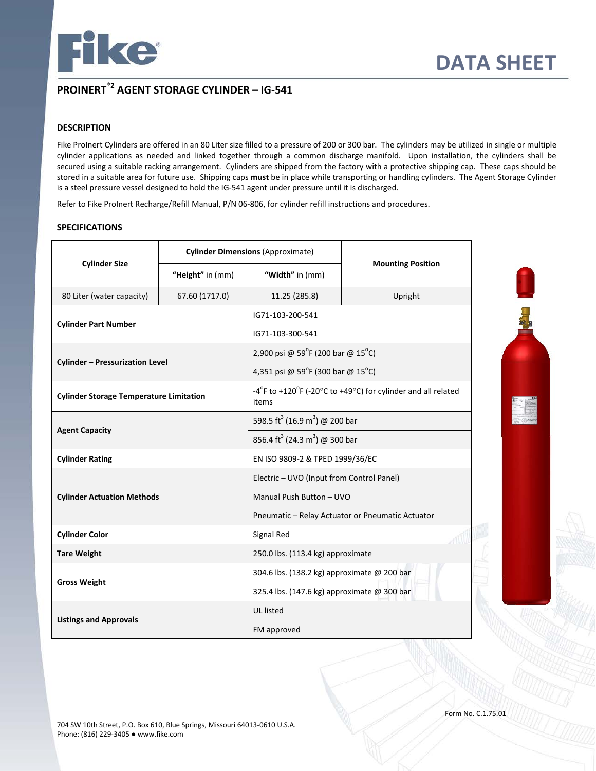# DATA SHEET

## PROINERT®2 AGENT STORAGE CYLINDER – IG-541

### DESCRIPTION

Fike ProInert Cylinders are offered in an 80 Liter size filled to a pressure of 200 or 300 bar. The cylinders may be utilized in single or multiple cylinder applications as needed and linked together through a common discharge manifold. Upon installation, the cylinders shall be secured using a suitable racking arrangement. Cylinders are shipped from the factory with a protective shipping cap. These caps should be stored in a suitable area for future use. Shipping caps **must** be in place while transporting or handling cylinders. The Agent Storage Cylinder is a steel pressure vessel designed to hold the IG-541 agent under pressure until it is discharged.

Refer to Fike ProInert Recharge/Refill Manual, P/N 06-806, for cylinder refill instructions and procedures.

### SPECIFICATIONS

| Cylinder Size | **Cylinder Dimensions** (Approximate) | | Mounting Position |
|---|---|---|---|
| | **"Height"** in (mm) | **"Width"** in (mm) | |
| 80 Liter (water capacity) | 67.60 (1717.0) | 11.25 (285.8) | Upright |

| | |
|---|---|
| **Cylinder Part Number** | IG71-103-200-541 |
| | IG71-103-300-541 |
| **Cylinder – Pressurization Level** | 2,900 psi @ 59°F (200 bar @ 15°C) |
| | 4,351 psi @ 59°F (300 bar @ 15°C) |
| **Cylinder Storage Temperature Limitation** | -4°F to +120°F (-20°C to +49°C) for cylinder and all related items |
| **Agent Capacity** | 598.5 $ft^3$ (16.9 $m^3$) @ 200 bar |
| | 856.4 $ft^3$ (24.3 $m^3$) @ 300 bar |
| **Cylinder Rating** | EN ISO 9809-2 & TPED 1999/36/EC |
| **Cylinder Actuation Methods** | Electric – UVO (Input from Control Panel) |
| | Manual Push Button – UVO |
| | Pneumatic – Relay Actuator or Pneumatic Actuator |
| **Cylinder Color** | Signal Red |
| **Tare Weight** | 250.0 lbs. (113.4 kg) approximate |
| **Gross Weight** | 304.6 lbs. (138.2 kg) approximate @ 200 bar |
| | 325.4 lbs. (147.6 kg) approximate @ 300 bar |
| **Listings and Approvals** | UL listed |
| | FM approved |

Form No. C.1.75.01

704 SW 10th Street, P.O. Box 610, Blue Springs, Missouri 64013-0610 U.S.A.
Phone: (816) 229-3405 ● www.fike.com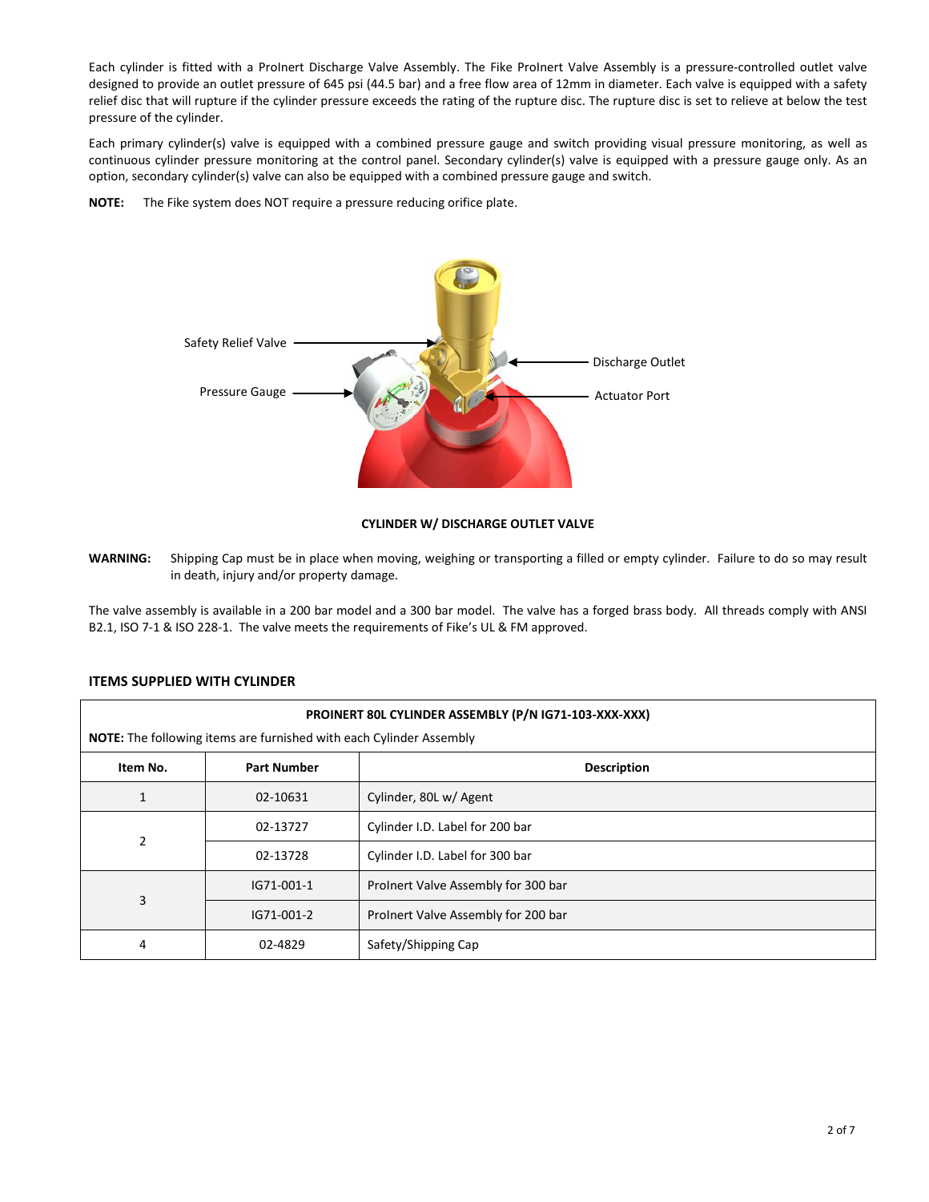Each cylinder is fitted with a ProInert Discharge Valve Assembly. The Fike ProInert Valve Assembly is a pressure-controlled outlet valve designed to provide an outlet pressure of 645 psi (44.5 bar) and a free flow area of 12mm in diameter. Each valve is equipped with a safety relief disc that will rupture if the cylinder pressure exceeds the rating of the rupture disc. The rupture disc is set to relieve at below the test pressure of the cylinder.

Each primary cylinder(s) valve is equipped with a combined pressure gauge and switch providing visual pressure monitoring, as well as continuous cylinder pressure monitoring at the control panel. Secondary cylinder(s) valve is equipped with a pressure gauge only. As an option, secondary cylinder(s) valve can also be equipped with a combined pressure gauge and switch.

**NOTE:** The Fike system does NOT require a pressure reducing orifice plate.

Safety Relief Valve

Pressure Gauge

Discharge Outlet

Actuator Port

**CYLINDER W/ DISCHARGE OUTLET VALVE**

**WARNING:** Shipping Cap must be in place when moving, weighing or transporting a filled or empty cylinder. Failure to do so may result in death, injury and/or property damage.

The valve assembly is available in a 200 bar model and a 300 bar model. The valve has a forged brass body. All threads comply with ANSI B2.1, ISO 7-1 & ISO 228-1. The valve meets the requirements of Fike's UL & FM approved.

## ITEMS SUPPLIED WITH CYLINDER

**PROINERT 80L CYLINDER ASSEMBLY (P/N IG71-103-XXX-XXX)**

**NOTE:** The following items are furnished with each Cylinder Assembly

| Item No. | Part Number | Description |
|---|---|---|
| 1 | 02-10631 | Cylinder, 80L w/ Agent |
| 2 | 02-13727 | Cylinder I.D. Label for 200 bar |
| | 02-13728 | Cylinder I.D. Label for 300 bar |
| 3 | IG71-001-1 | ProInert Valve Assembly for 300 bar |
| | IG71-001-2 | ProInert Valve Assembly for 200 bar |
| 4 | 02-4829 | Safety/Shipping Cap |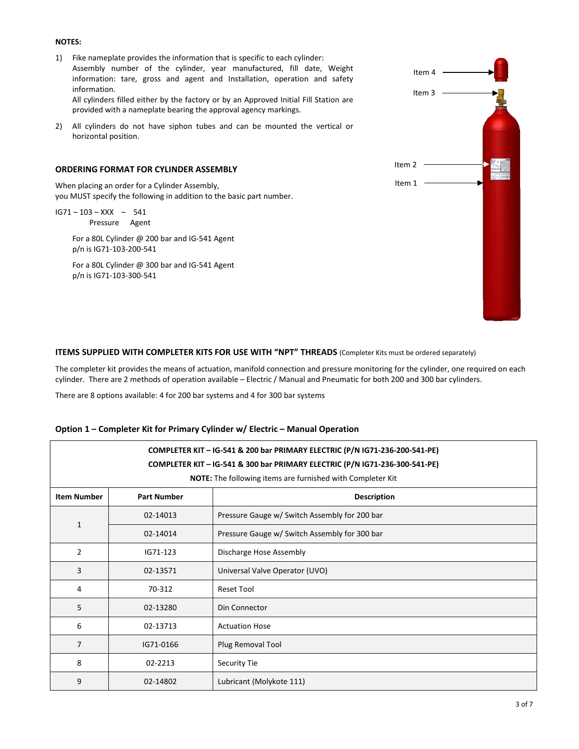**NOTES:**

1) Fike nameplate provides the information that is specific to each cylinder: Assembly number of the cylinder, year manufactured, fill date, Weight information: tare, gross and agent and Installation, operation and safety information.
   All cylinders filled either by the factory or by an Approved Initial Fill Station are provided with a nameplate bearing the approval agency markings.

2) All cylinders do not have siphon tubes and can be mounted the vertical or horizontal position.

Item 4

Item 3

Item 2

Item 1

## ORDERING FORMAT FOR CYLINDER ASSEMBLY

When placing an order for a Cylinder Assembly,
you MUST specify the following in addition to the basic part number.

IG71 – 103 – XXX – 541
Pressure Agent

For a 80L Cylinder @ 200 bar and IG-541 Agent
p/n is IG71-103-200-541

For a 80L Cylinder @ 300 bar and IG-541 Agent
p/n is IG71-103-300-541

## ITEMS SUPPLIED WITH COMPLETER KITS FOR USE WITH “NPT” THREADS (Completer Kits must be ordered separately)

The completer kit provides the means of actuation, manifold connection and pressure monitoring for the cylinder, one required on each cylinder. There are 2 methods of operation available – Electric / Manual and Pneumatic for both 200 and 300 bar cylinders.

There are 8 options available: 4 for 200 bar systems and 4 for 300 bar systems

### Option 1 – Completer Kit for Primary Cylinder w/ Electric – Manual Operation

**COMPLETER KIT – IG-541 & 200 bar PRIMARY ELECTRIC (P/N IG71-236-200-541-PE)**
**COMPLETER KIT – IG-541 & 300 bar PRIMARY ELECTRIC (P/N IG71-236-300-541-PE)**
**NOTE:** The following items are furnished with Completer Kit

| Item Number | Part Number | Description |
|---|---|---|
| 1 | 02-14013 | Pressure Gauge w/ Switch Assembly for 200 bar |
| | 02-14014 | Pressure Gauge w/ Switch Assembly for 300 bar |
| 2 | IG71-123 | Discharge Hose Assembly |
| 3 | 02-13571 | Universal Valve Operator (UVO) |
| 4 | 70-312 | Reset Tool |
| 5 | 02-13280 | Din Connector |
| 6 | 02-13713 | Actuation Hose |
| 7 | IG71-0166 | Plug Removal Tool |
| 8 | 02-2213 | Security Tie |
| 9 | 02-14802 | Lubricant (Molykote 111) |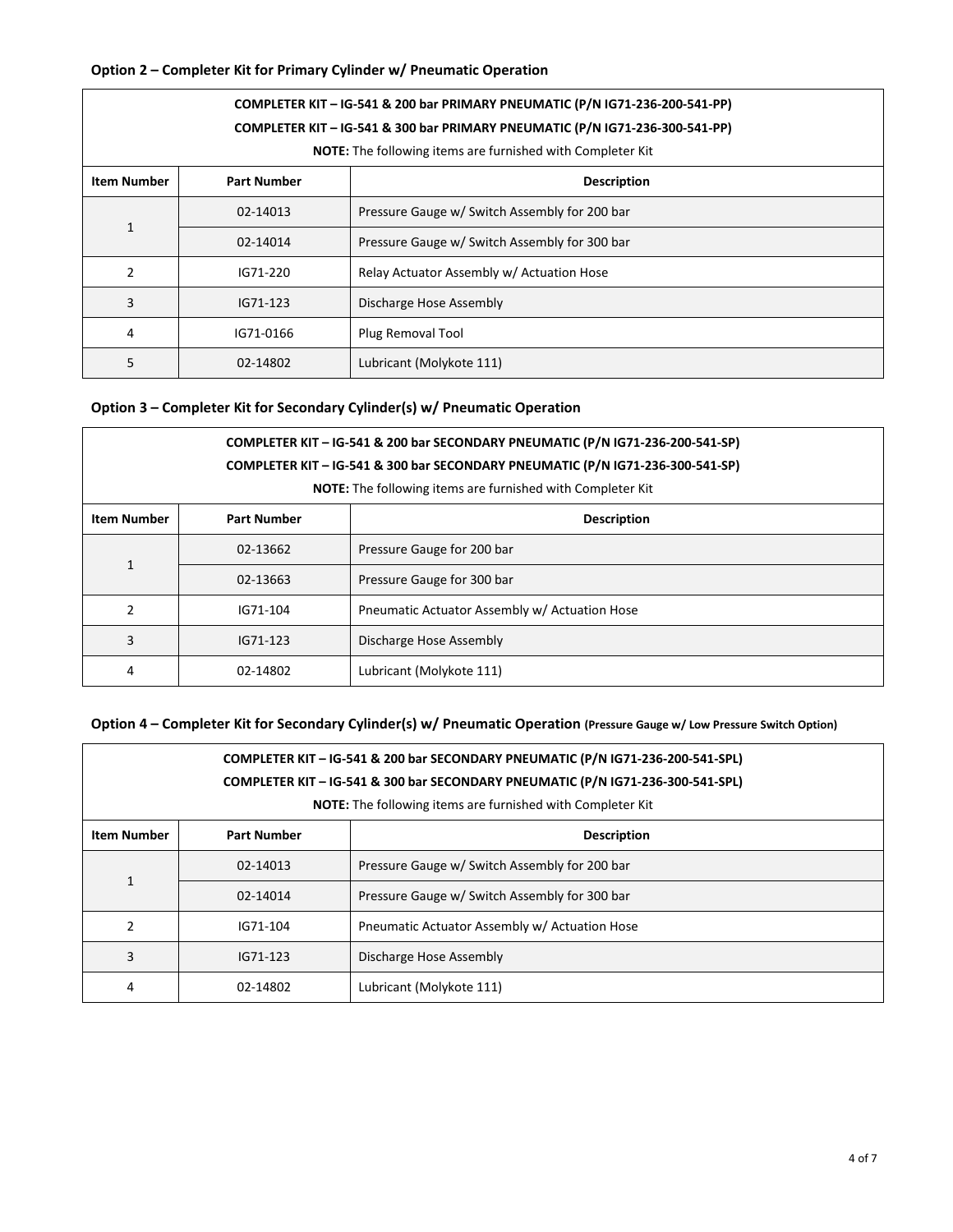### Option 2 – Completer Kit for Primary Cylinder w/ Pneumatic Operation

| COMPLETER KIT – IG-541 & 200 bar PRIMARY PNEUMATIC (P/N IG71-236-200-541-PP)<br>COMPLETER KIT – IG-541 & 300 bar PRIMARY PNEUMATIC (P/N IG71-236-300-541-PP)<br>**NOTE:** The following items are furnished with Completer Kit | | |
|---|---|---|
| **Item Number** | **Part Number** | **Description** |
| 1 | 02-14013 | Pressure Gauge w/ Switch Assembly for 200 bar |
| | 02-14014 | Pressure Gauge w/ Switch Assembly for 300 bar |
| 2 | IG71-220 | Relay Actuator Assembly w/ Actuation Hose |
| 3 | IG71-123 | Discharge Hose Assembly |
| 4 | IG71-0166 | Plug Removal Tool |
| 5 | 02-14802 | Lubricant (Molykote 111) |

### Option 3 – Completer Kit for Secondary Cylinder(s) w/ Pneumatic Operation

| COMPLETER KIT – IG-541 & 200 bar SECONDARY PNEUMATIC (P/N IG71-236-200-541-SP)<br>COMPLETER KIT – IG-541 & 300 bar SECONDARY PNEUMATIC (P/N IG71-236-300-541-SP)<br>**NOTE:** The following items are furnished with Completer Kit | | |
|---|---|---|
| **Item Number** | **Part Number** | **Description** |
| 1 | 02-13662 | Pressure Gauge for 200 bar |
| | 02-13663 | Pressure Gauge for 300 bar |
| 2 | IG71-104 | Pneumatic Actuator Assembly w/ Actuation Hose |
| 3 | IG71-123 | Discharge Hose Assembly |
| 4 | 02-14802 | Lubricant (Molykote 111) |

### Option 4 – Completer Kit for Secondary Cylinder(s) w/ Pneumatic Operation (Pressure Gauge w/ Low Pressure Switch Option)

| COMPLETER KIT – IG-541 & 200 bar SECONDARY PNEUMATIC (P/N IG71-236-200-541-SPL)<br>COMPLETER KIT – IG-541 & 300 bar SECONDARY PNEUMATIC (P/N IG71-236-300-541-SPL)<br>**NOTE:** The following items are furnished with Completer Kit | | |
|---|---|---|
| **Item Number** | **Part Number** | **Description** |
| 1 | 02-14013 | Pressure Gauge w/ Switch Assembly for 200 bar |
| | 02-14014 | Pressure Gauge w/ Switch Assembly for 300 bar |
| 2 | IG71-104 | Pneumatic Actuator Assembly w/ Actuation Hose |
| 3 | IG71-123 | Discharge Hose Assembly |
| 4 | 02-14802 | Lubricant (Molykote 111) |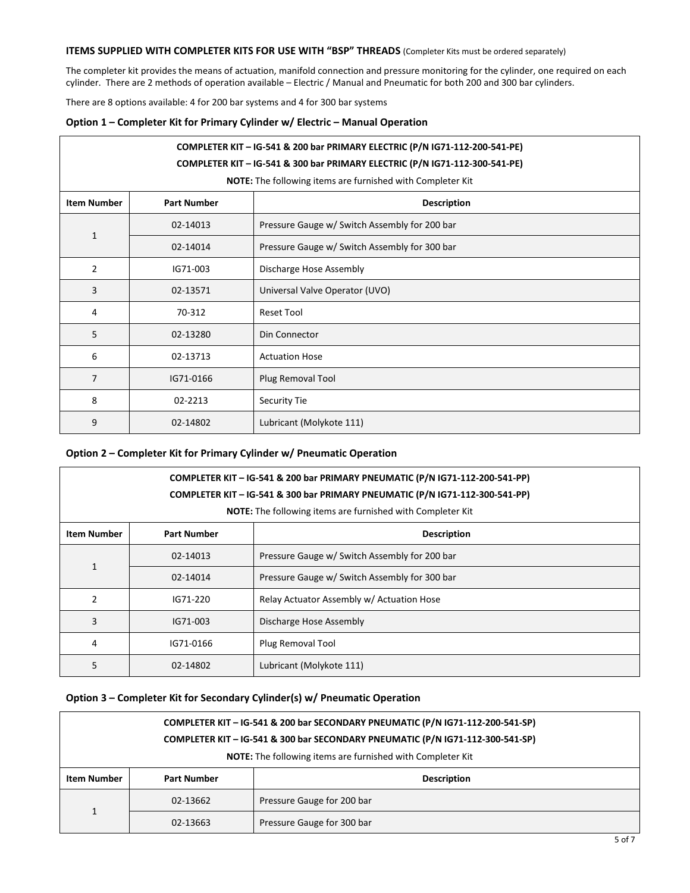**ITEMS SUPPLIED WITH COMPLETER KITS FOR USE WITH "BSP" THREADS** (Completer Kits must be ordered separately)

The completer kit provides the means of actuation, manifold connection and pressure monitoring for the cylinder, one required on each cylinder. There are 2 methods of operation available – Electric / Manual and Pneumatic for both 200 and 300 bar cylinders.

There are 8 options available: 4 for 200 bar systems and 4 for 300 bar systems

### Option 1 – Completer Kit for Primary Cylinder w/ Electric – Manual Operation

**COMPLETER KIT – IG-541 & 200 bar PRIMARY ELECTRIC (P/N IG71-112-200-541-PE)**
**COMPLETER KIT – IG-541 & 300 bar PRIMARY ELECTRIC (P/N IG71-112-300-541-PE)**

**NOTE:** The following items are furnished with Completer Kit

| Item Number | Part Number | Description |
|---|---|---|
| 1 | 02-14013 | Pressure Gauge w/ Switch Assembly for 200 bar |
| | 02-14014 | Pressure Gauge w/ Switch Assembly for 300 bar |
| 2 | IG71-003 | Discharge Hose Assembly |
| 3 | 02-13571 | Universal Valve Operator (UVO) |
| 4 | 70-312 | Reset Tool |
| 5 | 02-13280 | Din Connector |
| 6 | 02-13713 | Actuation Hose |
| 7 | IG71-0166 | Plug Removal Tool |
| 8 | 02-2213 | Security Tie |
| 9 | 02-14802 | Lubricant (Molykote 111) |

### Option 2 – Completer Kit for Primary Cylinder w/ Pneumatic Operation

**COMPLETER KIT – IG-541 & 200 bar PRIMARY PNEUMATIC (P/N IG71-112-200-541-PP)**
**COMPLETER KIT – IG-541 & 300 bar PRIMARY PNEUMATIC (P/N IG71-112-300-541-PP)**

**NOTE:** The following items are furnished with Completer Kit

| Item Number | Part Number | Description |
|---|---|---|
| 1 | 02-14013 | Pressure Gauge w/ Switch Assembly for 200 bar |
| | 02-14014 | Pressure Gauge w/ Switch Assembly for 300 bar |
| 2 | IG71-220 | Relay Actuator Assembly w/ Actuation Hose |
| 3 | IG71-003 | Discharge Hose Assembly |
| 4 | IG71-0166 | Plug Removal Tool |
| 5 | 02-14802 | Lubricant (Molykote 111) |

### Option 3 – Completer Kit for Secondary Cylinder(s) w/ Pneumatic Operation

**COMPLETER KIT – IG-541 & 200 bar SECONDARY PNEUMATIC (P/N IG71-112-200-541-SP)**
**COMPLETER KIT – IG-541 & 300 bar SECONDARY PNEUMATIC (P/N IG71-112-300-541-SP)**

**NOTE:** The following items are furnished with Completer Kit

| Item Number | Part Number | Description |
|---|---|---|
| 1 | 02-13662 | Pressure Gauge for 200 bar |
| | 02-13663 | Pressure Gauge for 300 bar |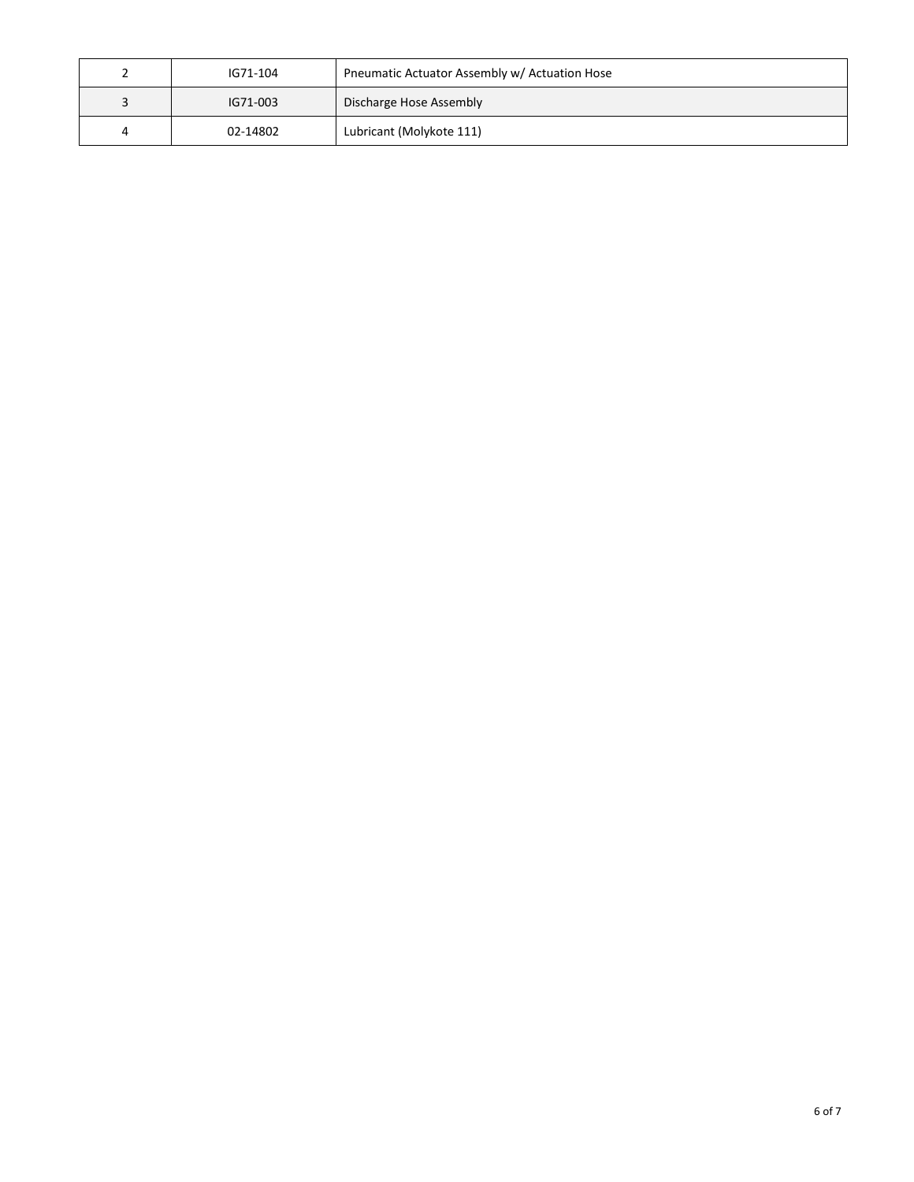| 2 | IG71-104 | Pneumatic Actuator Assembly w/ Actuation Hose |
|---|---|---|
| 3 | IG71-003 | Discharge Hose Assembly |
| 4 | 02-14802 | Lubricant (Molykote 111) |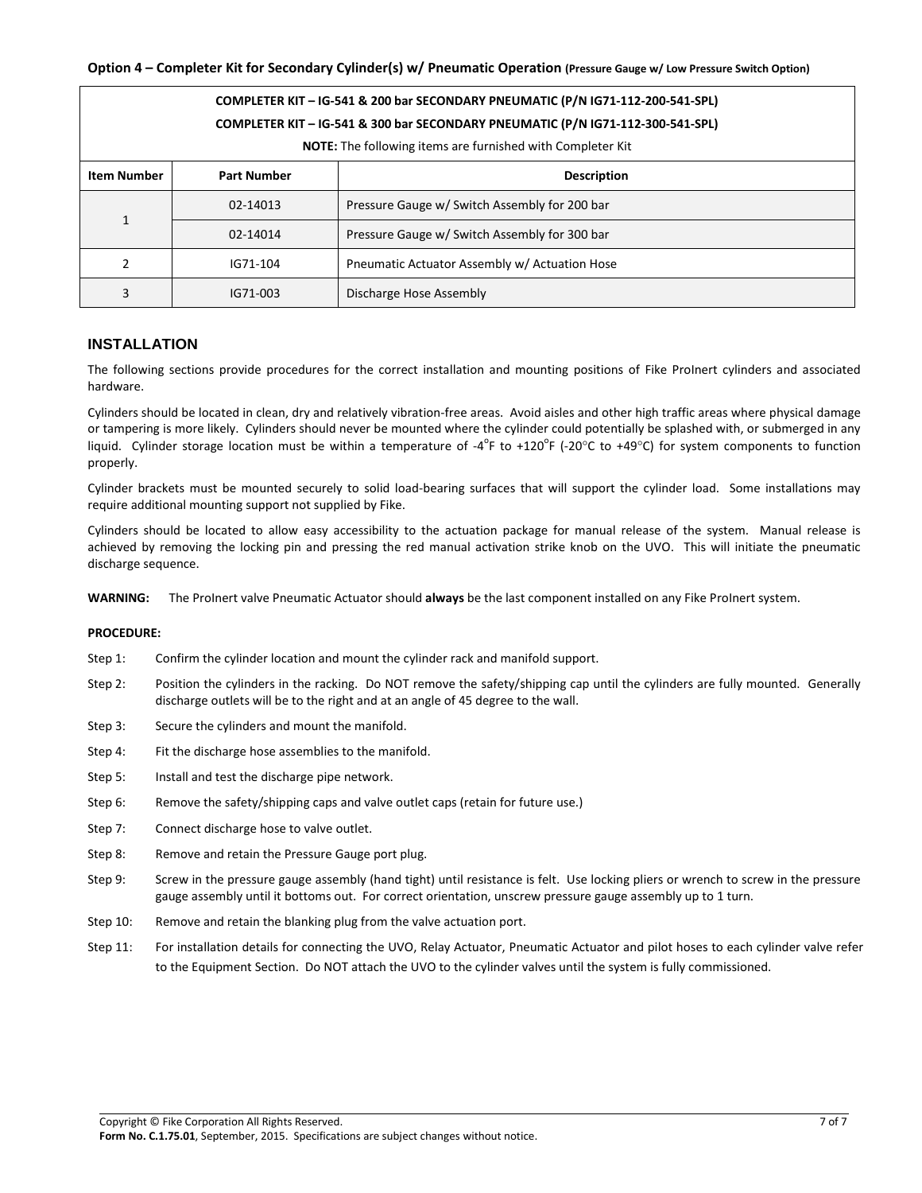**Option 4 – Completer Kit for Secondary Cylinder(s) w/ Pneumatic Operation (Pressure Gauge w/ Low Pressure Switch Option)**

| COMPLETER KIT – IG-541 & 200 bar SECONDARY PNEUMATIC (P/N IG71-112-200-541-SPL)<br>COMPLETER KIT – IG-541 & 300 bar SECONDARY PNEUMATIC (P/N IG71-112-300-541-SPL)<br>**NOTE:** The following items are furnished with Completer Kit | | |
|---|---|---|
| **Item Number** | **Part Number** | **Description** |
| 1 | 02-14013 | Pressure Gauge w/ Switch Assembly for 200 bar |
| | 02-14014 | Pressure Gauge w/ Switch Assembly for 300 bar |
| 2 | IG71-104 | Pneumatic Actuator Assembly w/ Actuation Hose |
| 3 | IG71-003 | Discharge Hose Assembly |

## INSTALLATION

The following sections provide procedures for the correct installation and mounting positions of Fike ProInert cylinders and associated hardware.

Cylinders should be located in clean, dry and relatively vibration-free areas. Avoid aisles and other high traffic areas where physical damage or tampering is more likely. Cylinders should never be mounted where the cylinder could potentially be splashed with, or submerged in any liquid. Cylinder storage location must be within a temperature of -4°F to +120°F (-20°C to +49°C) for system components to function properly.

Cylinder brackets must be mounted securely to solid load-bearing surfaces that will support the cylinder load. Some installations may require additional mounting support not supplied by Fike.

Cylinders should be located to allow easy accessibility to the actuation package for manual release of the system. Manual release is achieved by removing the locking pin and pressing the red manual activation strike knob on the UVO. This will initiate the pneumatic discharge sequence.

**WARNING:** The ProInert valve Pneumatic Actuator should **always** be the last component installed on any Fike ProInert system.

**PROCEDURE:**

Step 1: Confirm the cylinder location and mount the cylinder rack and manifold support.

Step 2: Position the cylinders in the racking. Do NOT remove the safety/shipping cap until the cylinders are fully mounted. Generally discharge outlets will be to the right and at an angle of 45 degree to the wall.

Step 3: Secure the cylinders and mount the manifold.

Step 4: Fit the discharge hose assemblies to the manifold.

Step 5: Install and test the discharge pipe network.

Step 6: Remove the safety/shipping caps and valve outlet caps (retain for future use.)

Step 7: Connect discharge hose to valve outlet.

Step 8: Remove and retain the Pressure Gauge port plug.

Step 9: Screw in the pressure gauge assembly (hand tight) until resistance is felt. Use locking pliers or wrench to screw in the pressure gauge assembly until it bottoms out. For correct orientation, unscrew pressure gauge assembly up to 1 turn.

Step 10: Remove and retain the blanking plug from the valve actuation port.

Step 11: For installation details for connecting the UVO, Relay Actuator, Pneumatic Actuator and pilot hoses to each cylinder valve refer to the Equipment Section. Do NOT attach the UVO to the cylinder valves until the system is fully commissioned.

Copyright © Fike Corporation All Rights Reserved.
**Form No. C.1.75.01**, September, 2015. Specifications are subject changes without notice.